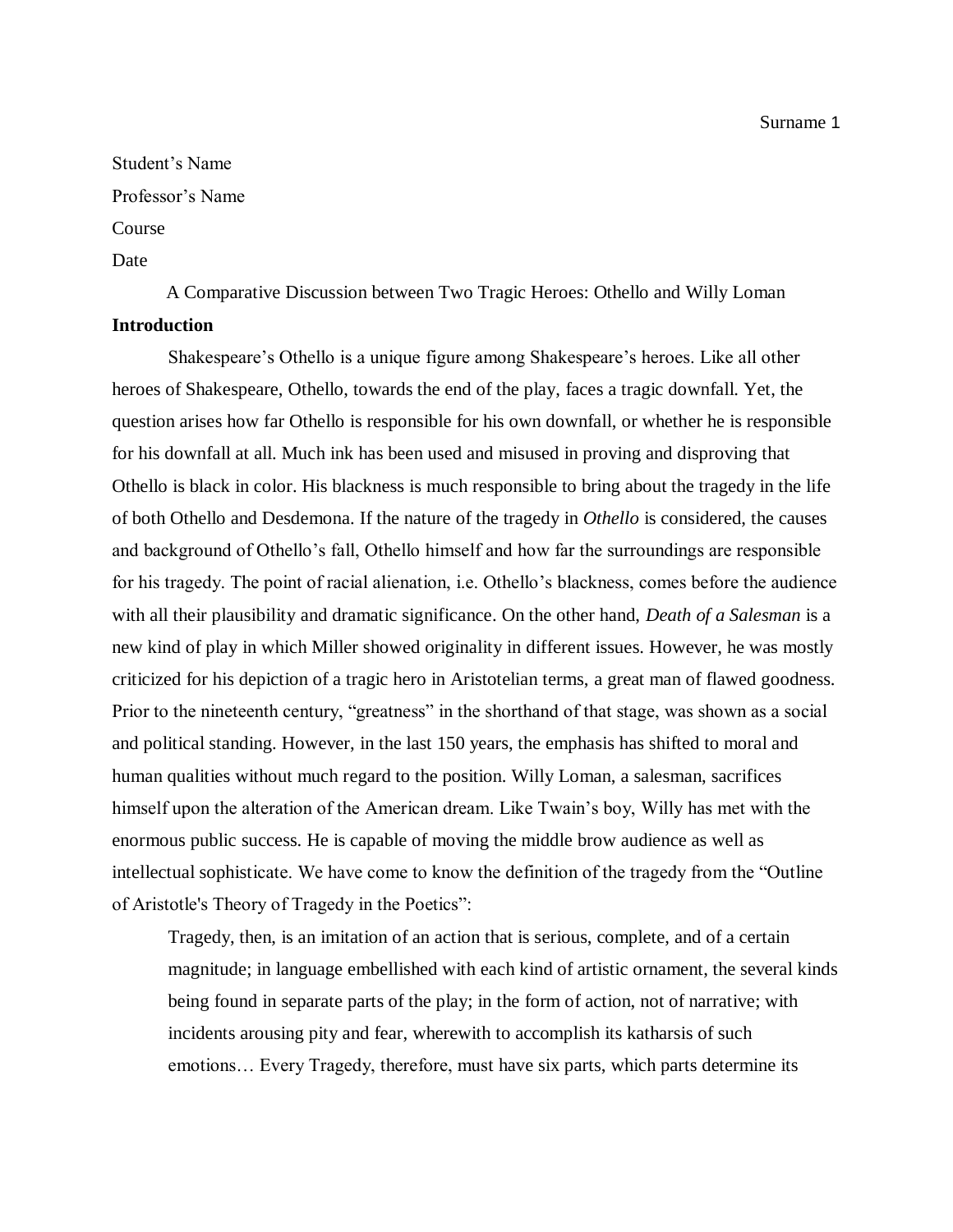Student's Name

Professor's Name

Course

Date

A Comparative Discussion between Two Tragic Heroes: Othello and Willy Loman

**Introduction**

Shakespeare's Othello is a unique figure among Shakespeare's heroes. Like all other heroes of Shakespeare, Othello, towards the end of the play, faces a tragic downfall. Yet, the question arises how far Othello is responsible for his own downfall, or whether he is responsible for his downfall at all. Much ink has been used and misused in proving and disproving that Othello is black in color. His blackness is much responsible to bring about the tragedy in the life of both Othello and Desdemona. If the nature of the tragedy in *Othello* is considered, the causes and background of Othello's fall, Othello himself and how far the surroundings are responsible for his tragedy. The point of racial alienation, i.e. Othello's blackness, comes before the audience with all their plausibility and dramatic significance. On the other hand, *Death of a Salesman* is a new kind of play in which Miller showed originality in different issues. However, he was mostly criticized for his depiction of a tragic hero in Aristotelian terms, a great man of flawed goodness. Prior to the nineteenth century, "greatness" in the shorthand of that stage, was shown as a social and political standing. However, in the last 150 years, the emphasis has shifted to moral and human qualities without much regard to the position. Willy Loman, a salesman, sacrifices himself upon the alteration of the American dream. Like Twain's boy, Willy has met with the enormous public success. He is capable of moving the middle brow audience as well as intellectual sophisticate. We have come to know the definition of the tragedy from the "Outline of Aristotle's Theory of Tragedy in the Poetics":

> Tragedy, then, is an imitation of an action that is serious, complete, and of a certain magnitude; in language embellished with each kind of artistic ornament, the several kinds being found in separate parts of the play; in the form of action, not of narrative; with incidents arousing pity and fear, wherewith to accomplish its katharsis of such emotions… Every Tragedy, therefore, must have six parts, which parts determine its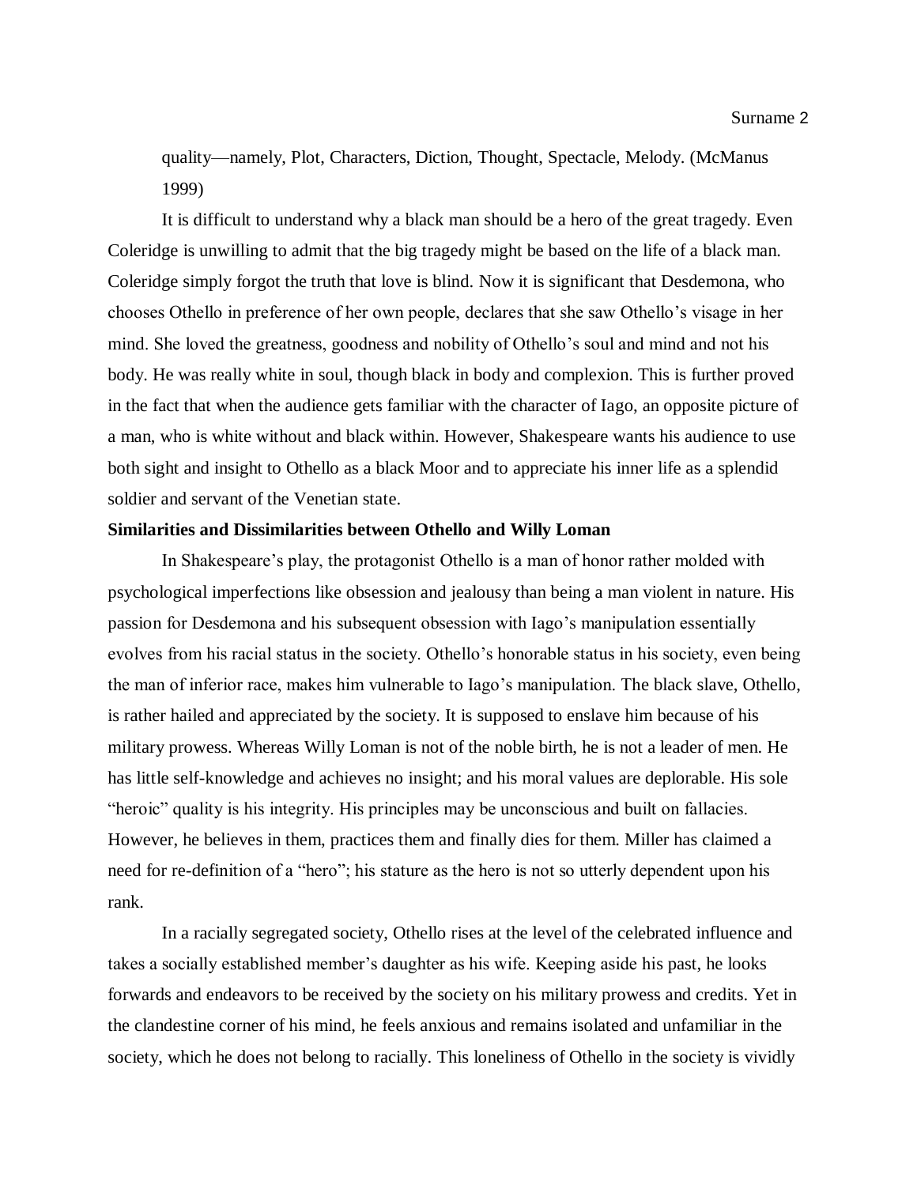quality—namely, Plot, Characters, Diction, Thought, Spectacle, Melody. (McManus 1999)

It is difficult to understand why a black man should be a hero of the great tragedy. Even Coleridge is unwilling to admit that the big tragedy might be based on the life of a black man. Coleridge simply forgot the truth that love is blind. Now it is significant that Desdemona, who chooses Othello in preference of her own people, declares that she saw Othello's visage in her mind. She loved the greatness, goodness and nobility of Othello's soul and mind and not his body. He was really white in soul, though black in body and complexion. This is further proved in the fact that when the audience gets familiar with the character of Iago, an opposite picture of a man, who is white without and black within. However, Shakespeare wants his audience to use both sight and insight to Othello as a black Moor and to appreciate his inner life as a splendid soldier and servant of the Venetian state.

**Similarities and Dissimilarities between Othello and Willy Loman**

In Shakespeare's play, the protagonist Othello is a man of honor rather molded with psychological imperfections like obsession and jealousy than being a man violent in nature. His passion for Desdemona and his subsequent obsession with Iago's manipulation essentially evolves from his racial status in the society. Othello's honorable status in his society, even being the man of inferior race, makes him vulnerable to Iago's manipulation. The black slave, Othello, is rather hailed and appreciated by the society. It is supposed to enslave him because of his military prowess. Whereas Willy Loman is not of the noble birth, he is not a leader of men. He has little self-knowledge and achieves no insight; and his moral values are deplorable. His sole "heroic" quality is his integrity. His principles may be unconscious and built on fallacies. However, he believes in them, practices them and finally dies for them. Miller has claimed a need for re-definition of a "hero"; his stature as the hero is not so utterly dependent upon his rank.

In a racially segregated society, Othello rises at the level of the celebrated influence and takes a socially established member's daughter as his wife. Keeping aside his past, he looks forwards and endeavors to be received by the society on his military prowess and credits. Yet in the clandestine corner of his mind, he feels anxious and remains isolated and unfamiliar in the society, which he does not belong to racially. This loneliness of Othello in the society is vividly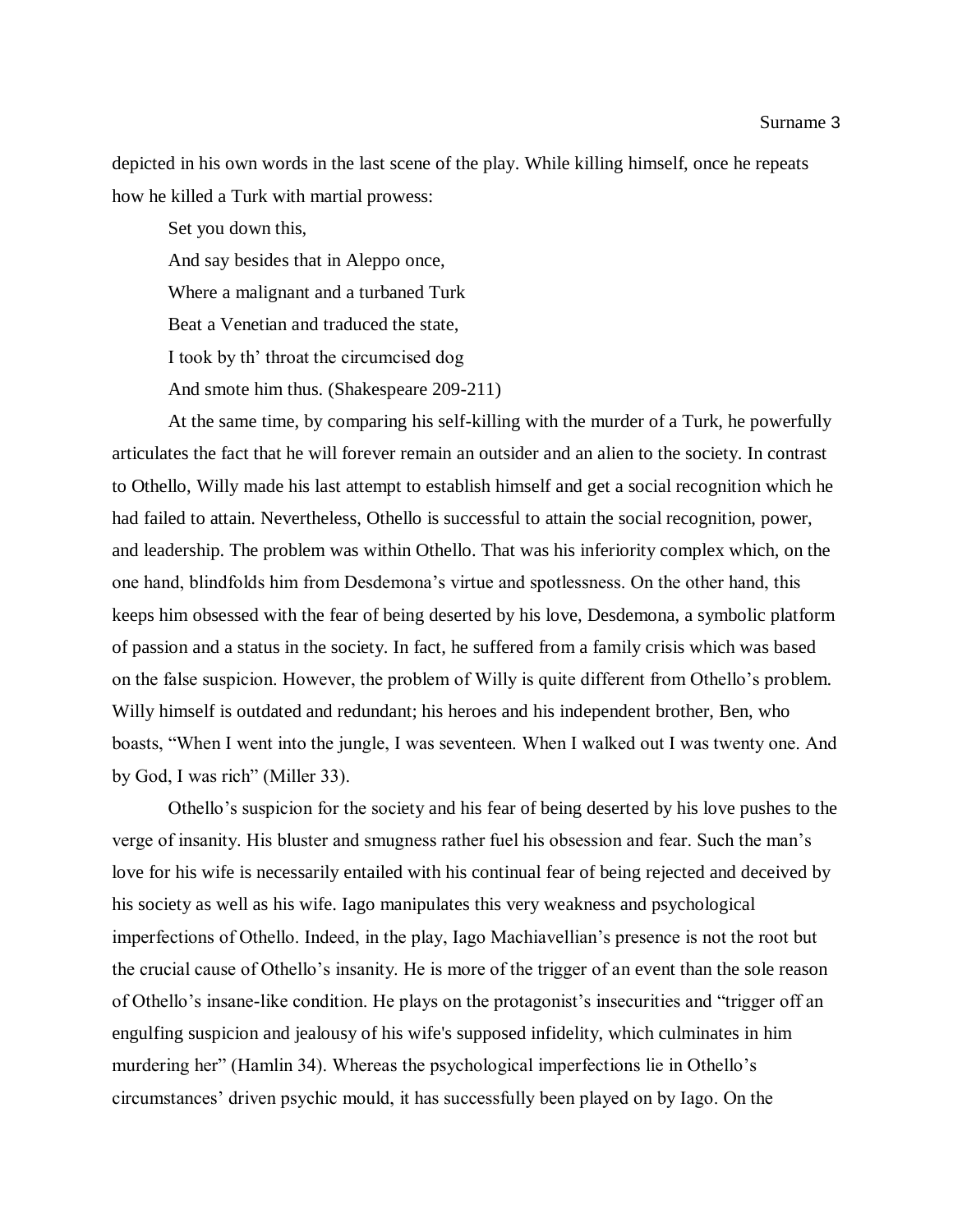depicted in his own words in the last scene of the play. While killing himself, once he repeats how he killed a Turk with martial prowess:

> Set you down this,
> And say besides that in Aleppo once,
> Where a malignant and a turbaned Turk
> Beat a Venetian and traduced the state,
> I took by th' throat the circumcised dog
> And smote him thus. (Shakespeare 209-211)

At the same time, by comparing his self-killing with the murder of a Turk, he powerfully articulates the fact that he will forever remain an outsider and an alien to the society. In contrast to Othello, Willy made his last attempt to establish himself and get a social recognition which he had failed to attain. Nevertheless, Othello is successful to attain the social recognition, power, and leadership. The problem was within Othello. That was his inferiority complex which, on the one hand, blindfolds him from Desdemona's virtue and spotlessness. On the other hand, this keeps him obsessed with the fear of being deserted by his love, Desdemona, a symbolic platform of passion and a status in the society. In fact, he suffered from a family crisis which was based on the false suspicion. However, the problem of Willy is quite different from Othello's problem. Willy himself is outdated and redundant; his heroes and his independent brother, Ben, who boasts, "When I went into the jungle, I was seventeen. When I walked out I was twenty one. And by God, I was rich" (Miller 33).

Othello's suspicion for the society and his fear of being deserted by his love pushes to the verge of insanity. His bluster and smugness rather fuel his obsession and fear. Such the man's love for his wife is necessarily entailed with his continual fear of being rejected and deceived by his society as well as his wife. Iago manipulates this very weakness and psychological imperfections of Othello. Indeed, in the play, Iago Machiavellian's presence is not the root but the crucial cause of Othello's insanity. He is more of the trigger of an event than the sole reason of Othello's insane-like condition. He plays on the protagonist's insecurities and "trigger off an engulfing suspicion and jealousy of his wife's supposed infidelity, which culminates in him murdering her" (Hamlin 34). Whereas the psychological imperfections lie in Othello's circumstances' driven psychic mould, it has successfully been played on by Iago. On the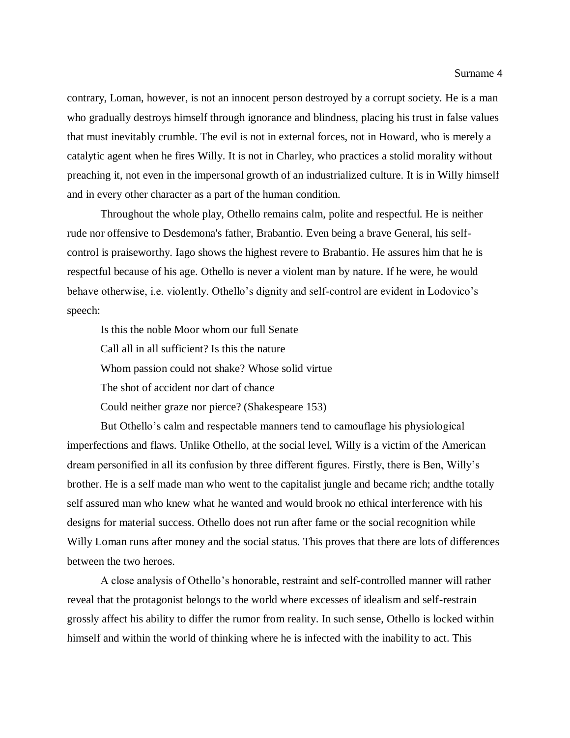contrary, Loman, however, is not an innocent person destroyed by a corrupt society. He is a man who gradually destroys himself through ignorance and blindness, placing his trust in false values that must inevitably crumble. The evil is not in external forces, not in Howard, who is merely a catalytic agent when he fires Willy. It is not in Charley, who practices a stolid morality without preaching it, not even in the impersonal growth of an industrialized culture. It is in Willy himself and in every other character as a part of the human condition.

Throughout the whole play, Othello remains calm, polite and respectful. He is neither rude nor offensive to Desdemona's father, Brabantio. Even being a brave General, his self-control is praiseworthy. Iago shows the highest revere to Brabantio. He assures him that he is respectful because of his age. Othello is never a violent man by nature. If he were, he would behave otherwise, i.e. violently. Othello's dignity and self-control are evident in Lodovico's speech:

> Is this the noble Moor whom our full Senate
>
> Call all in all sufficient? Is this the nature
>
> Whom passion could not shake? Whose solid virtue
>
> The shot of accident nor dart of chance
>
> Could neither graze nor pierce? (Shakespeare 153)

But Othello's calm and respectable manners tend to camouflage his physiological imperfections and flaws. Unlike Othello, at the social level, Willy is a victim of the American dream personified in all its confusion by three different figures. Firstly, there is Ben, Willy's brother. He is a self made man who went to the capitalist jungle and became rich; andthe totally self assured man who knew what he wanted and would brook no ethical interference with his designs for material success. Othello does not run after fame or the social recognition while Willy Loman runs after money and the social status. This proves that there are lots of differences between the two heroes.

A close analysis of Othello's honorable, restraint and self-controlled manner will rather reveal that the protagonist belongs to the world where excesses of idealism and self-restrain grossly affect his ability to differ the rumor from reality. In such sense, Othello is locked within himself and within the world of thinking where he is infected with the inability to act. This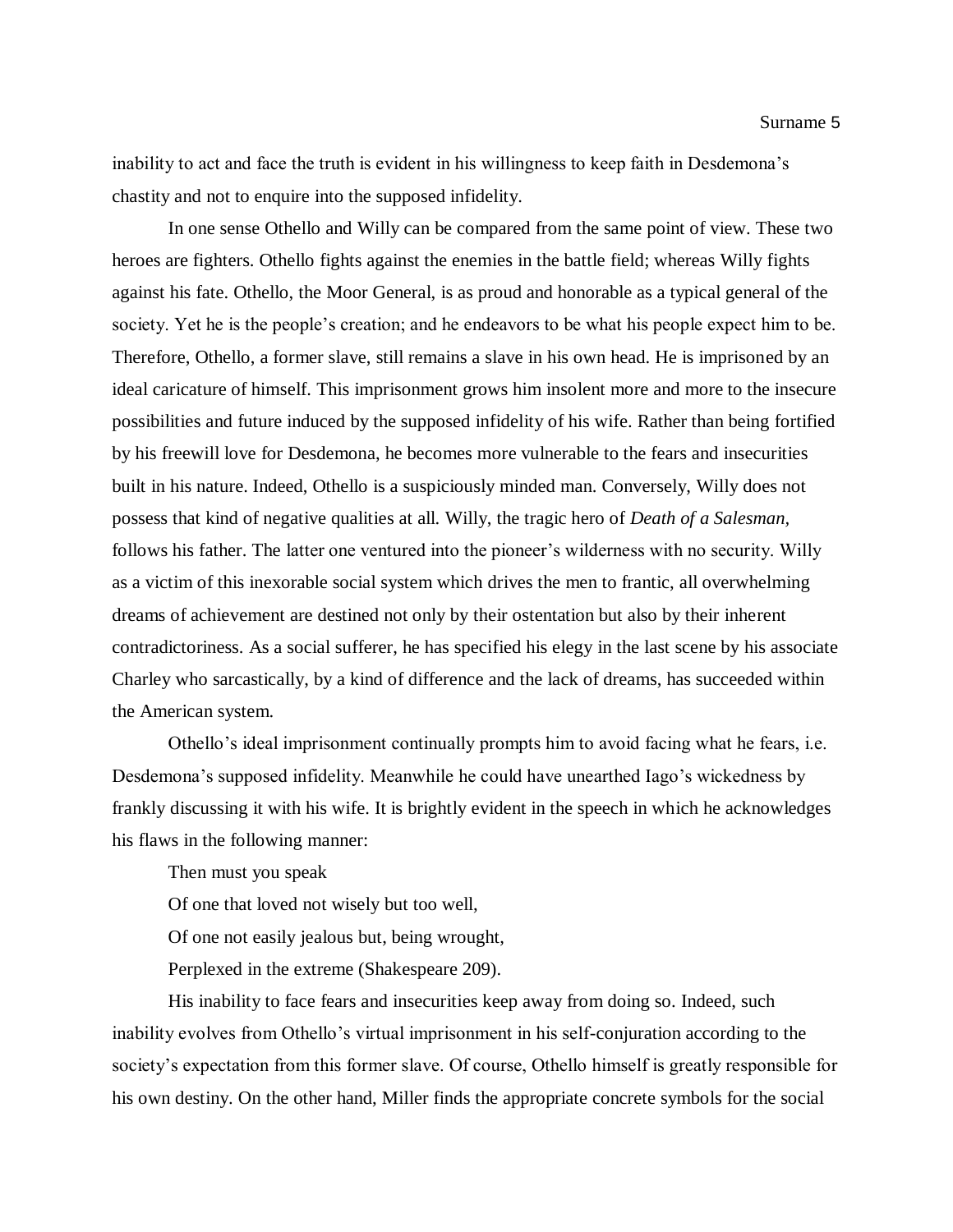inability to act and face the truth is evident in his willingness to keep faith in Desdemona's chastity and not to enquire into the supposed infidelity.

In one sense Othello and Willy can be compared from the same point of view. These two heroes are fighters. Othello fights against the enemies in the battle field; whereas Willy fights against his fate. Othello, the Moor General, is as proud and honorable as a typical general of the society. Yet he is the people's creation; and he endeavors to be what his people expect him to be. Therefore, Othello, a former slave, still remains a slave in his own head. He is imprisoned by an ideal caricature of himself. This imprisonment grows him insolent more and more to the insecure possibilities and future induced by the supposed infidelity of his wife. Rather than being fortified by his freewill love for Desdemona, he becomes more vulnerable to the fears and insecurities built in his nature. Indeed, Othello is a suspiciously minded man. Conversely, Willy does not possess that kind of negative qualities at all. Willy, the tragic hero of *Death of a Salesman,* follows his father. The latter one ventured into the pioneer's wilderness with no security. Willy as a victim of this inexorable social system which drives the men to frantic, all overwhelming dreams of achievement are destined not only by their ostentation but also by their inherent contradictoriness. As a social sufferer, he has specified his elegy in the last scene by his associate Charley who sarcastically, by a kind of difference and the lack of dreams, has succeeded within the American system.

Othello's ideal imprisonment continually prompts him to avoid facing what he fears, i.e. Desdemona's supposed infidelity. Meanwhile he could have unearthed Iago's wickedness by frankly discussing it with his wife. It is brightly evident in the speech in which he acknowledges his flaws in the following manner:

> Then must you speak
>
> Of one that loved not wisely but too well,
>
> Of one not easily jealous but, being wrought,
>
> Perplexed in the extreme (Shakespeare 209).

His inability to face fears and insecurities keep away from doing so. Indeed, such inability evolves from Othello's virtual imprisonment in his self-conjuration according to the society's expectation from this former slave. Of course, Othello himself is greatly responsible for his own destiny. On the other hand, Miller finds the appropriate concrete symbols for the social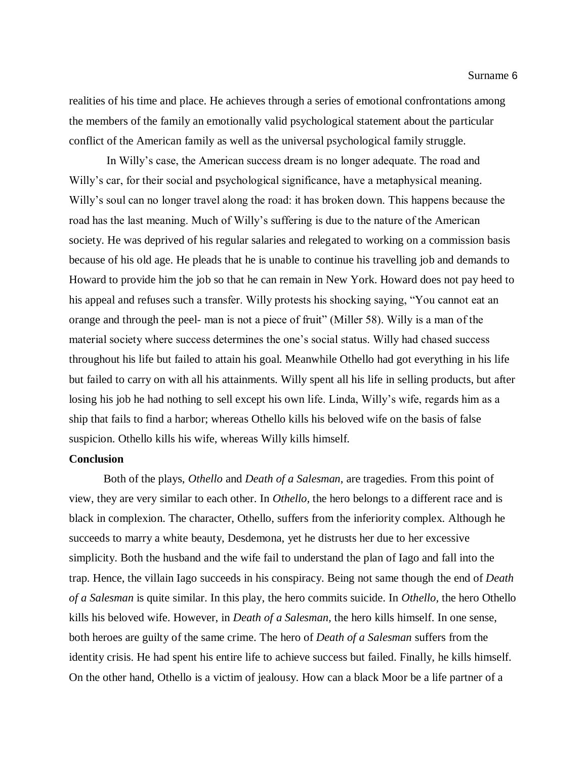realities of his time and place. He achieves through a series of emotional confrontations among the members of the family an emotionally valid psychological statement about the particular conflict of the American family as well as the universal psychological family struggle.

In Willy's case, the American success dream is no longer adequate. The road and Willy's car, for their social and psychological significance, have a metaphysical meaning. Willy's soul can no longer travel along the road: it has broken down. This happens because the road has the last meaning. Much of Willy's suffering is due to the nature of the American society. He was deprived of his regular salaries and relegated to working on a commission basis because of his old age. He pleads that he is unable to continue his travelling job and demands to Howard to provide him the job so that he can remain in New York. Howard does not pay heed to his appeal and refuses such a transfer. Willy protests his shocking saying, "You cannot eat an orange and through the peel- man is not a piece of fruit" (Miller 58). Willy is a man of the material society where success determines the one's social status. Willy had chased success throughout his life but failed to attain his goal. Meanwhile Othello had got everything in his life but failed to carry on with all his attainments. Willy spent all his life in selling products, but after losing his job he had nothing to sell except his own life. Linda, Willy's wife, regards him as a ship that fails to find a harbor; whereas Othello kills his beloved wife on the basis of false suspicion. Othello kills his wife, whereas Willy kills himself.

**Conclusion**

Both of the plays, *Othello* and *Death of a Salesman*, are tragedies. From this point of view, they are very similar to each other. In *Othello,* the hero belongs to a different race and is black in complexion. The character, Othello, suffers from the inferiority complex. Although he succeeds to marry a white beauty, Desdemona, yet he distrusts her due to her excessive simplicity. Both the husband and the wife fail to understand the plan of Iago and fall into the trap. Hence, the villain Iago succeeds in his conspiracy. Being not same though the end of *Death of a Salesman* is quite similar. In this play, the hero commits suicide. In *Othello,* the hero Othello kills his beloved wife. However, in *Death of a Salesman,* the hero kills himself. In one sense, both heroes are guilty of the same crime. The hero of *Death of a Salesman* suffers from the identity crisis. He had spent his entire life to achieve success but failed. Finally, he kills himself. On the other hand, Othello is a victim of jealousy. How can a black Moor be a life partner of a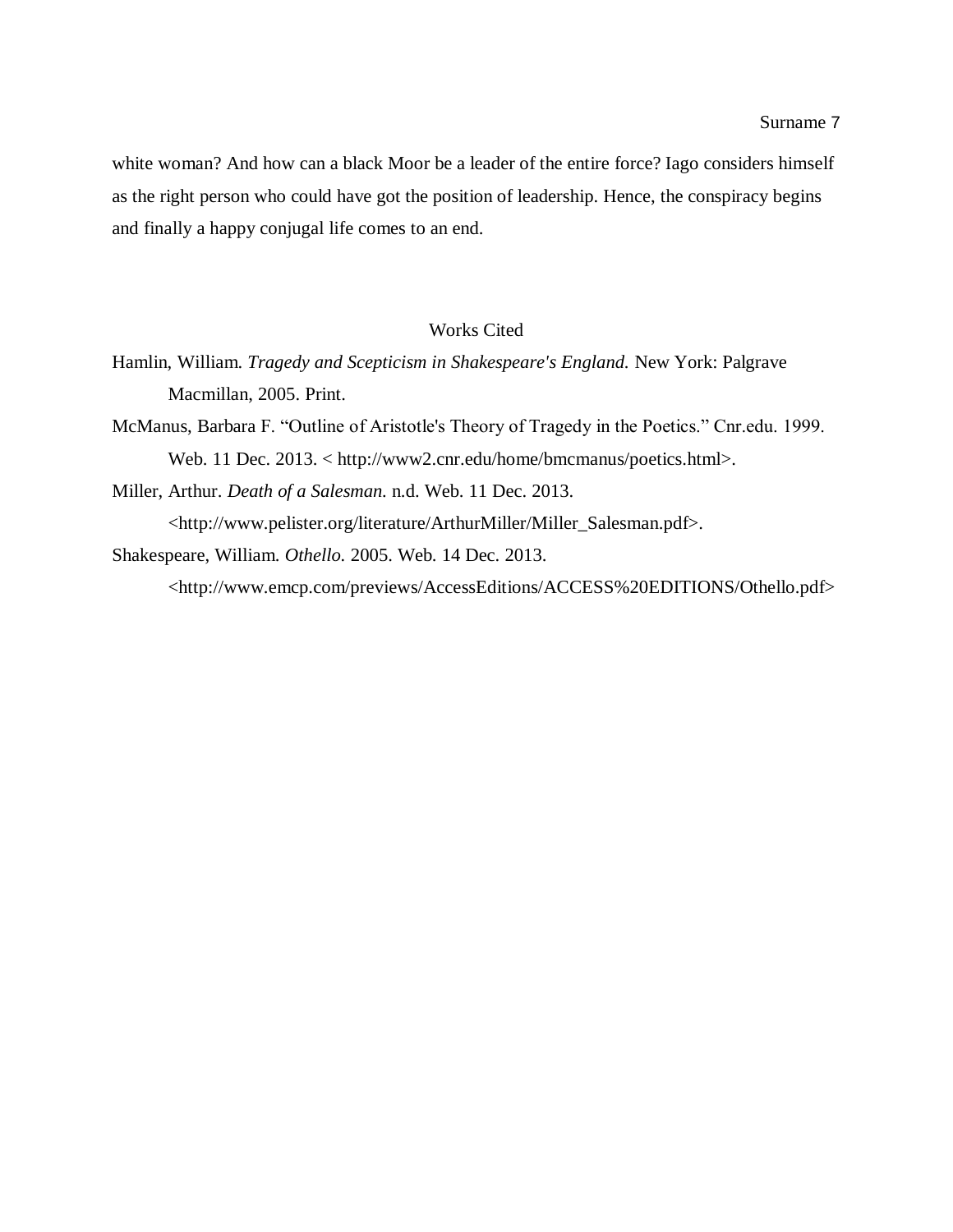white woman? And how can a black Moor be a leader of the entire force? Iago considers himself as the right person who could have got the position of leadership. Hence, the conspiracy begins and finally a happy conjugal life comes to an end.

## Works Cited

Hamlin, William. *Tragedy and Scepticism in Shakespeare's England.* New York: Palgrave Macmillan, 2005. Print.

McManus, Barbara F. "Outline of Aristotle's Theory of Tragedy in the Poetics." Cnr.edu. 1999. Web. 11 Dec. 2013. < http://www2.cnr.edu/home/bmcmanus/poetics.html>.

Miller, Arthur. *Death of a Salesman.* n.d. Web. 11 Dec. 2013. <http://www.pelister.org/literature/ArthurMiller/Miller_Salesman.pdf>.

Shakespeare, William. *Othello.* 2005. Web. 14 Dec. 2013. <http://www.emcp.com/previews/AccessEditions/ACCESS%20EDITIONS/Othello.pdf>